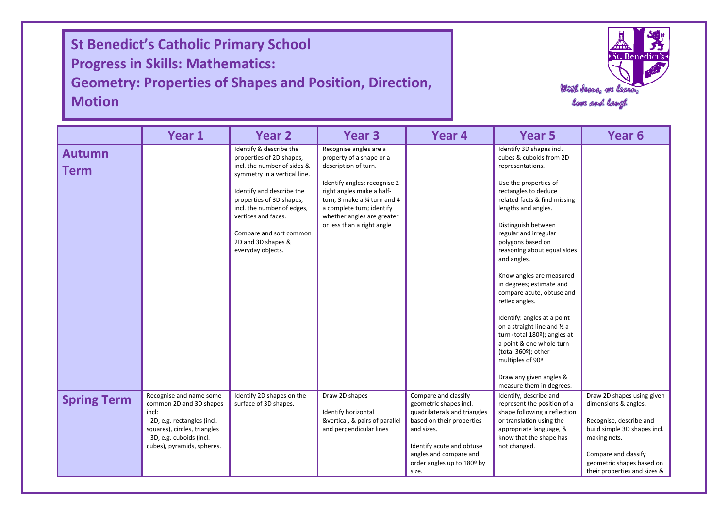# St Benedict's Catholic Primary School
# Progress in Skills: Mathematics:
# Geometry: Properties of Shapes and Position, Direction, Motion

With Jesus, we learn, love and laugh

| | Year 1 | Year 2 | Year 3 | Year 4 | Year 5 | Year 6 |
|---|---|---|---|---|---|---|
| **Autumn Term** | | Identify & describe the properties of 2D shapes, incl. the number of sides & symmetry in a vertical line.<br><br>Identify and describe the properties of 3D shapes, incl. the number of edges, vertices and faces.<br><br>Compare and sort common 2D and 3D shapes & everyday objects. | Recognise angles are a property of a shape or a description of turn.<br><br>Identify angles; recognise 2 right angles make a half-turn, 3 make a ¾ turn and 4 a complete turn; identify whether angles are greater or less than a right angle | | Identify 3D shapes incl. cubes & cuboids from 2D representations.<br><br>Use the properties of rectangles to deduce related facts & find missing lengths and angles.<br><br>Distinguish between regular and irregular polygons based on reasoning about equal sides and angles.<br><br>Know angles are measured in degrees; estimate and compare acute, obtuse and reflex angles.<br><br>Identify: angles at a point on a straight line and ½ a turn (total 180º); angles at a point & one whole turn (total 360º); other multiples of 90º<br><br>Draw any given angles & measure them in degrees. | |
| **Spring Term** | Recognise and name some common 2D and 3D shapes incl:<br>- 2D, e.g. rectangles (incl. squares), circles, triangles<br>- 3D, e.g. cuboids (incl. cubes), pyramids, spheres. | Identify 2D shapes on the surface of 3D shapes. | Draw 2D shapes<br><br>Identify horizontal &vertical, & pairs of parallel and perpendicular lines | Compare and classify geometric shapes incl. quadrilaterals and triangles based on their properties and sizes.<br><br>Identify acute and obtuse angles and compare and order angles up to 180º by size. | Identify, describe and represent the position of a shape following a reflection or translation using the appropriate language, & know that the shape has not changed. | Draw 2D shapes using given dimensions & angles.<br><br>Recognise, describe and build simple 3D shapes incl. making nets.<br><br>Compare and classify geometric shapes based on their properties and sizes & |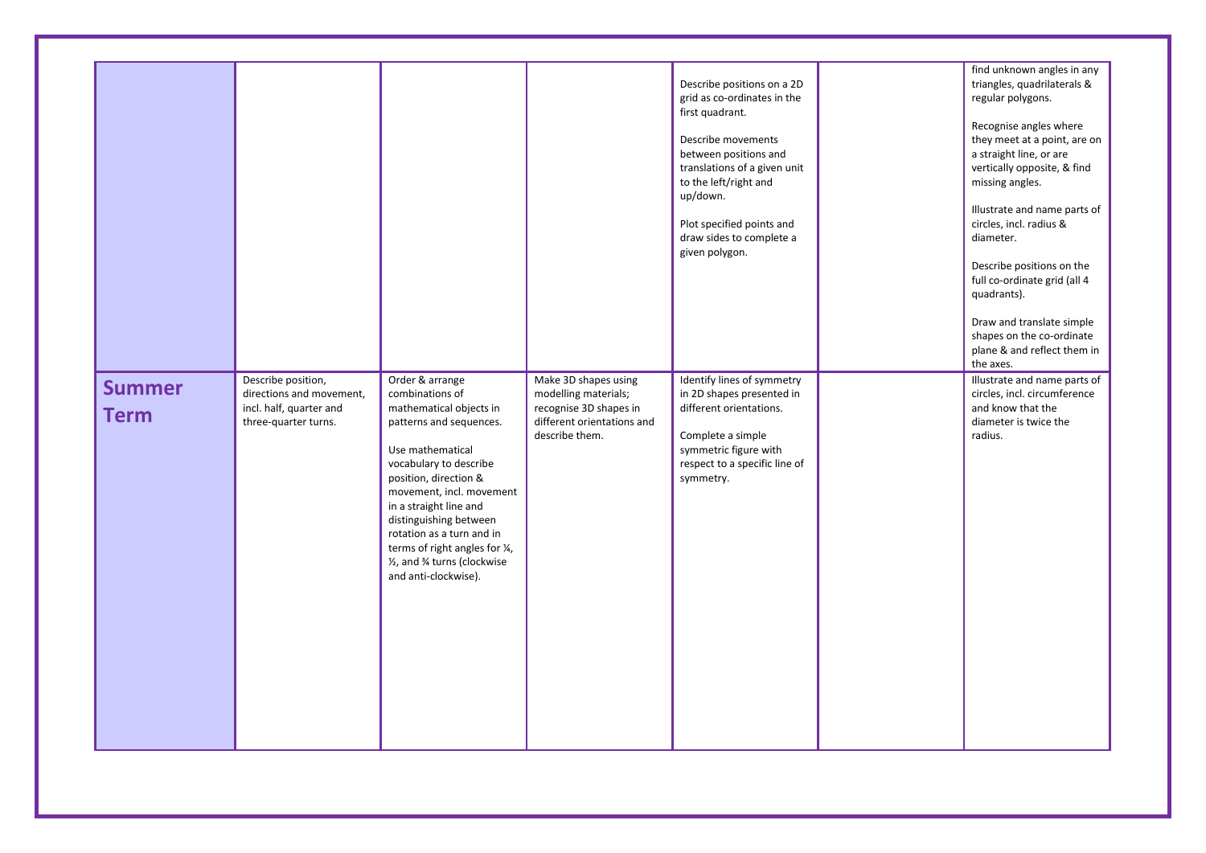| | | | | | | |
|---|---|---|---|---|---|---|
| | | | | Describe positions on a 2D grid as co-ordinates in the first quadrant.<br><br>Describe movements between positions and translations of a given unit to the left/right and up/down.<br><br>Plot specified points and draw sides to complete a given polygon. | | find unknown angles in any triangles, quadrilaterals & regular polygons.<br><br>Recognise angles where they meet at a point, are on a straight line, or are vertically opposite, & find missing angles.<br><br>Illustrate and name parts of circles, incl. radius & diameter.<br><br>Describe positions on the full co-ordinate grid (all 4 quadrants).<br><br>Draw and translate simple shapes on the co-ordinate plane & and reflect them in the axes. |
| **Summer Term** | Describe position, directions and movement, incl. half, quarter and three-quarter turns. | Order & arrange combinations of mathematical objects in patterns and sequences.<br><br>Use mathematical vocabulary to describe position, direction & movement, incl. movement in a straight line and distinguishing between rotation as a turn and in terms of right angles for ¼, ½, and ¾ turns (clockwise and anti-clockwise). | Make 3D shapes using modelling materials; recognise 3D shapes in different orientations and describe them. | Identify lines of symmetry in 2D shapes presented in different orientations.<br><br>Complete a simple symmetric figure with respect to a specific line of symmetry. | | Illustrate and name parts of circles, incl. circumference and know that the diameter is twice the radius. |